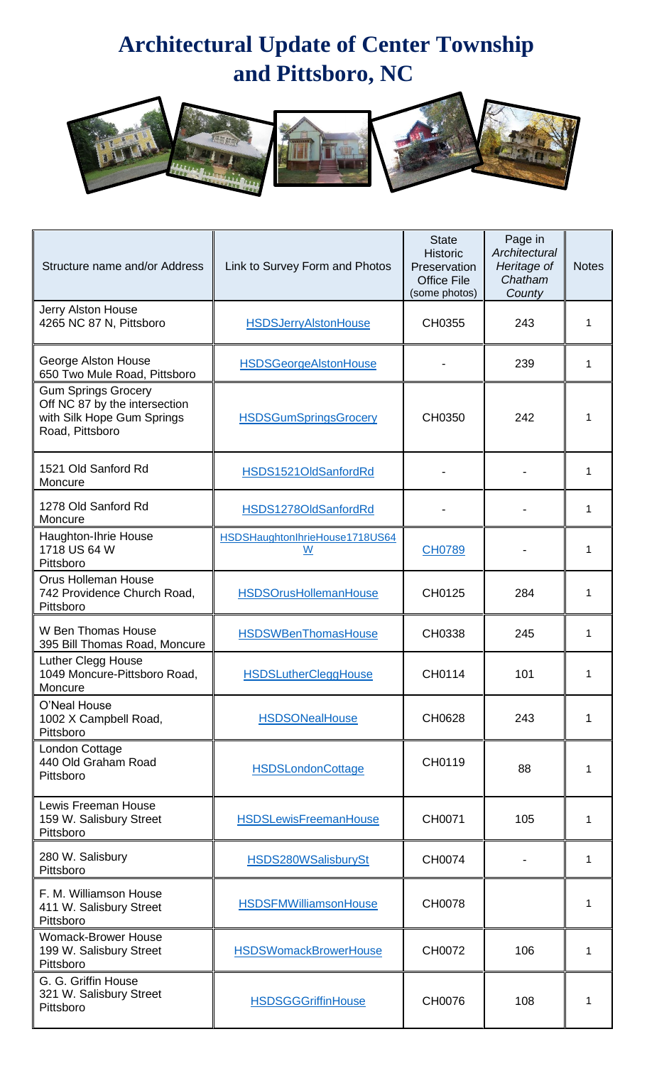# Architectural Update of Center Township and Pittsboro, NC

| Structure name and/or Address | Link to Survey Form and Photos | State Historic Preservation Office File (some photos) | Page in *Architectural Heritage of Chatham County* | Notes |
|---|---|---|---|---|
| Jerry Alston House 4265 NC 87 N, Pittsboro | HSDSJerryAlstonHouse | CH0355 | 243 | 1 |
| George Alston House 650 Two Mule Road, Pittsboro | HSDSGeorgeAlstonHouse | - | 239 | 1 |
| Gum Springs Grocery Off NC 87 by the intersection with Silk Hope Gum Springs Road, Pittsboro | HSDSGumSpringsGrocery | CH0350 | 242 | 1 |
| 1521 Old Sanford Rd Moncure | HSDS1521OldSanfordRd | - | - | 1 |
| 1278 Old Sanford Rd Moncure | HSDS1278OldSanfordRd | - | - | 1 |
| Haughton-Ihrie House 1718 US 64 W Pittsboro | HSDSHaughtonIhrieHouse1718US64W | CH0789 | - | 1 |
| Orus Holleman House 742 Providence Church Road, Pittsboro | HSDSOrusHollemanHouse | CH0125 | 284 | 1 |
| W Ben Thomas House 395 Bill Thomas Road, Moncure | HSDSWBenThomasHouse | CH0338 | 245 | 1 |
| Luther Clegg House 1049 Moncure-Pittsboro Road, Moncure | HSDSLutherCleggHouse | CH0114 | 101 | 1 |
| O'Neal House 1002 X Campbell Road, Pittsboro | HSDSONealHouse | CH0628 | 243 | 1 |
| London Cottage 440 Old Graham Road Pittsboro | HSDSLondonCottage | CH0119 | 88 | 1 |
| Lewis Freeman House 159 W. Salisbury Street Pittsboro | HSDSLewisFreemanHouse | CH0071 | 105 | 1 |
| 280 W. Salisbury Pittsboro | HSDS280WSalisburySt | CH0074 | - | 1 |
| F. M. Williamson House 411 W. Salisbury Street Pittsboro | HSDSFMWilliamsonHouse | CH0078 | | 1 |
| Womack-Brower House 199 W. Salisbury Street Pittsboro | HSDSWomackBrowerHouse | CH0072 | 106 | 1 |
| G. G. Griffin House 321 W. Salisbury Street Pittsboro | HSDSGGGriffinHouse | CH0076 | 108 | 1 |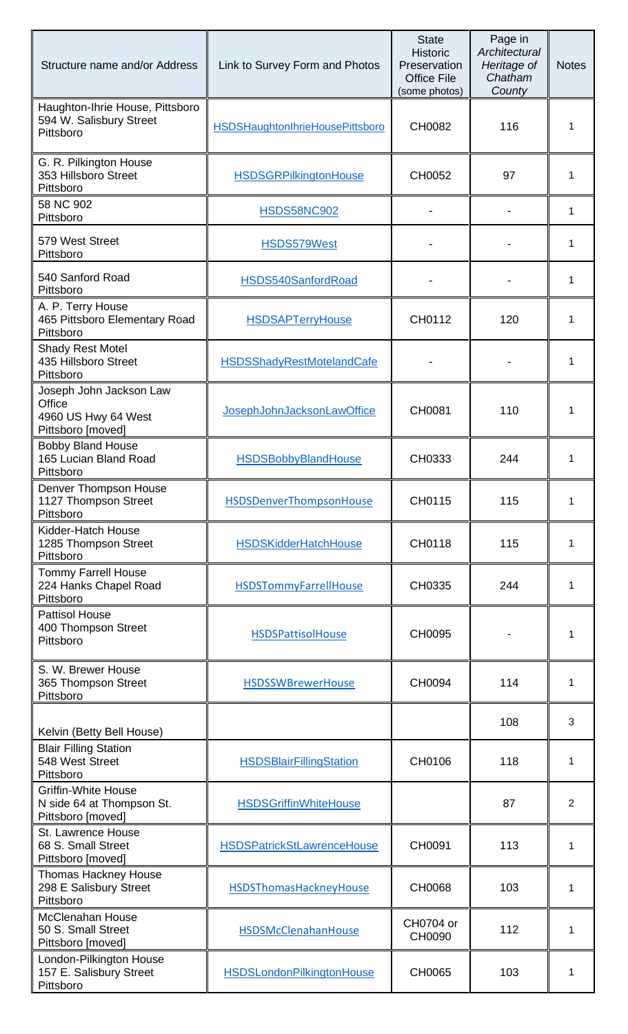| Structure name and/or Address | Link to Survey Form and Photos | State Historic Preservation Office File (some photos) | Page in *Architectural Heritage of Chatham County* | Notes |
|---|---|---|---|---|
| Haughton-Ihrie House, Pittsboro 594 W. Salisbury Street Pittsboro | HSDSHaughtonIhrieHousePittsboro | CH0082 | 116 | 1 |
| G. R. Pilkington House 353 Hillsboro Street Pittsboro | HSDSGRPilkingtonHouse | CH0052 | 97 | 1 |
| 58 NC 902 Pittsboro | HSDS58NC902 | - | - | 1 |
| 579 West Street Pittsboro | HSDS579West | - | - | 1 |
| 540 Sanford Road Pittsboro | HSDS540SanfordRoad | - | - | 1 |
| A. P. Terry House 465 Pittsboro Elementary Road Pittsboro | HSDSAPTerryHouse | CH0112 | 120 | 1 |
| Shady Rest Motel 435 Hillsboro Street Pittsboro | HSDSShadyRestMotelandCafe | - | - | 1 |
| Joseph John Jackson Law Office 4960 US Hwy 64 West Pittsboro [moved] | JosephJohnJacksonLawOffice | CH0081 | 110 | 1 |
| Bobby Bland House 165 Lucian Bland Road Pittsboro | HSDSBobbyBlandHouse | CH0333 | 244 | 1 |
| Denver Thompson House 1127 Thompson Street Pittsboro | HSDSDenverThompsonHouse | CH0115 | 115 | 1 |
| Kidder-Hatch House 1285 Thompson Street Pittsboro | HSDSKidderHatchHouse | CH0118 | 115 | 1 |
| Tommy Farrell House 224 Hanks Chapel Road Pittsboro | HSDSTommyFarrellHouse | CH0335 | 244 | 1 |
| Pattisol House 400 Thompson Street Pittsboro | HSDSPattisolHouse | CH0095 | - | 1 |
| S. W. Brewer House 365 Thompson Street Pittsboro | HSDSSWBrewerHouse | CH0094 | 114 | 1 |
| Kelvin (Betty Bell House) | | | 108 | 3 |
| Blair Filling Station 548 West Street Pittsboro | HSDSBlairFillingStation | CH0106 | 118 | 1 |
| Griffin-White House N side 64 at Thompson St. Pittsboro [moved] | HSDSGriffinWhiteHouse | | 87 | 2 |
| St. Lawrence House 68 S. Small Street Pittsboro [moved] | HSDSPatrickStLawrenceHouse | CH0091 | 113 | 1 |
| Thomas Hackney House 298 E Salisbury Street Pittsboro | HSDSThomasHackneyHouse | CH0068 | 103 | 1 |
| McClenahan House 50 S. Small Street Pittsboro [moved] | HSDSMcClenahanHouse | CH0704 or CH0090 | 112 | 1 |
| London-Pilkington House 157 E. Salisbury Street Pittsboro | HSDSLondonPilkingtonHouse | CH0065 | 103 | 1 |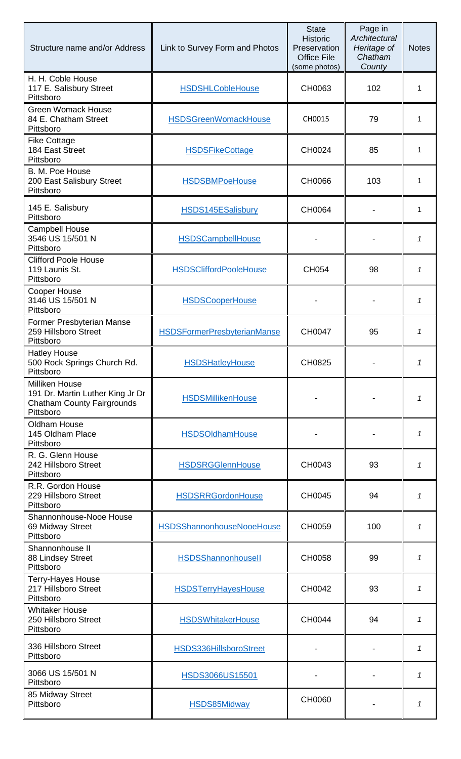| Structure name and/or Address | Link to Survey Form and Photos | State Historic Preservation Office File (some photos) | Page in *Architectural Heritage of Chatham County* | Notes |
|---|---|---|---|---|
| H. H. Coble House<br>117 E. Salisbury Street<br>Pittsboro | HSDSHLCobleHouse | CH0063 | 102 | 1 |
| Green Womack House<br>84 E. Chatham Street<br>Pittsboro | HSDSGreenWomackHouse | CH0015 | 79 | 1 |
| Fike Cottage<br>184 East Street<br>Pittsboro | HSDSFikeCottage | CH0024 | 85 | 1 |
| B. M. Poe House<br>200 East Salisbury Street<br>Pittsboro | HSDSBMPoeHouse | CH0066 | 103 | 1 |
| 145 E. Salisbury<br>Pittsboro | HSDS145ESalisbury | CH0064 | - | 1 |
| Campbell House<br>3546 US 15/501 N<br>Pittsboro | HSDSCampbellHouse | - | - | *1* |
| Clifford Poole House<br>119 Launis St.<br>Pittsboro | HSDSCliffordPooleHouse | CH054 | 98 | *1* |
| Cooper House<br>3146 US 15/501 N<br>Pittsboro | HSDSCooperHouse | - | - | *1* |
| Former Presbyterian Manse<br>259 Hillsboro Street<br>Pittsboro | HSDSFormerPresbyterianManse | CH0047 | 95 | *1* |
| Hatley House<br>500 Rock Springs Church Rd.<br>Pittsboro | HSDSHatleyHouse | CH0825 | - | *1* |
| Milliken House<br>191 Dr. Martin Luther King Jr Dr<br>Chatham County Fairgrounds<br>Pittsboro | HSDSMillikenHouse | - | - | *1* |
| Oldham House<br>145 Oldham Place<br>Pittsboro | HSDSOldhamHouse | - | - | *1* |
| R. G. Glenn House<br>242 Hillsboro Street<br>Pittsboro | HSDSRGGlennHouse | CH0043 | 93 | *1* |
| R.R. Gordon House<br>229 Hillsboro Street<br>Pittsboro | HSDSRRGordonHouse | CH0045 | 94 | *1* |
| Shannonhouse-Nooe House<br>69 Midway Street<br>Pittsboro | HSDSShannonhouseNooeHouse | CH0059 | 100 | *1* |
| Shannonhouse II<br>88 Lindsey Street<br>Pittsboro | HSDSShannonhouseII | CH0058 | 99 | *1* |
| Terry-Hayes House<br>217 Hillsboro Street<br>Pittsboro | HSDSTerryHayesHouse | CH0042 | 93 | *1* |
| Whitaker House<br>250 Hillsboro Street<br>Pittsboro | HSDSWhitakerHouse | CH0044 | 94 | *1* |
| 336 Hillsboro Street<br>Pittsboro | HSDS336HillsboroStreet | - | - | *1* |
| 3066 US 15/501 N<br>Pittsboro | HSDS3066US15501 | - | - | *1* |
| 85 Midway Street<br>Pittsboro | HSDS85Midway | CH0060 | - | *1* |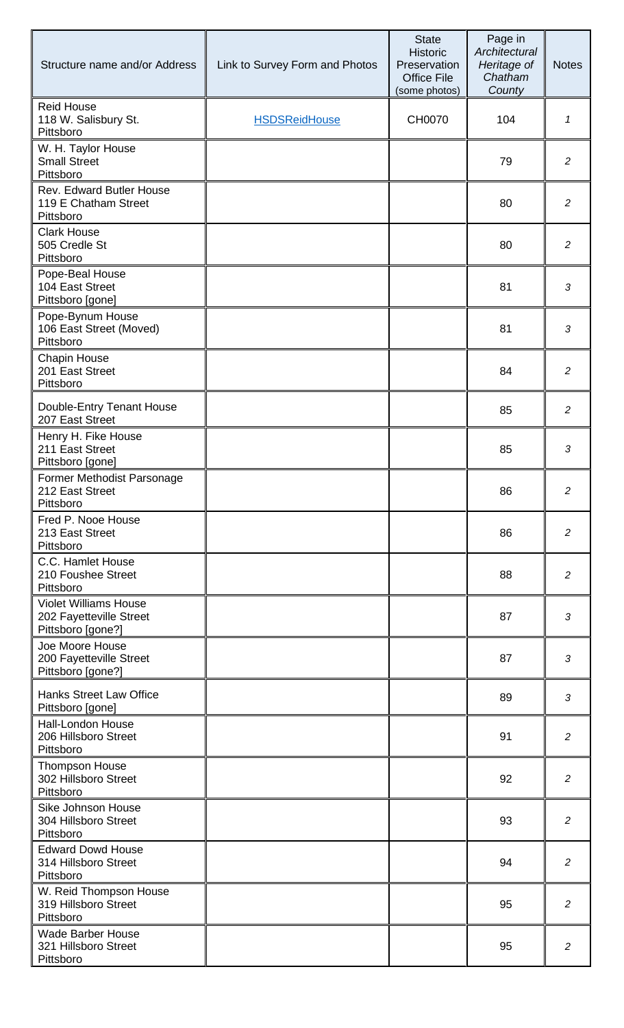| Structure name and/or Address | Link to Survey Form and Photos | State Historic Preservation Office File (some photos) | Page in *Architectural Heritage of Chatham County* | Notes |
|---|---|---|---|---|
| Reid House<br>118 W. Salisbury St.<br>Pittsboro | HSDSReidHouse | CH0070 | 104 | *1* |
| W. H. Taylor House<br>Small Street<br>Pittsboro | | | 79 | *2* |
| Rev. Edward Butler House<br>119 E Chatham Street<br>Pittsboro | | | 80 | *2* |
| Clark House<br>505 Credle St<br>Pittsboro | | | 80 | *2* |
| Pope-Beal House<br>104 East Street<br>Pittsboro [gone] | | | 81 | *3* |
| Pope-Bynum House<br>106 East Street (Moved)<br>Pittsboro | | | 81 | *3* |
| Chapin House<br>201 East Street<br>Pittsboro | | | 84 | *2* |
| Double-Entry Tenant House<br>207 East Street | | | 85 | *2* |
| Henry H. Fike House<br>211 East Street<br>Pittsboro [gone] | | | 85 | *3* |
| Former Methodist Parsonage<br>212 East Street<br>Pittsboro | | | 86 | *2* |
| Fred P. Nooe House<br>213 East Street<br>Pittsboro | | | 86 | *2* |
| C.C. Hamlet House<br>210 Foushee Street<br>Pittsboro | | | 88 | *2* |
| Violet Williams House<br>202 Fayetteville Street<br>Pittsboro [gone?] | | | 87 | *3* |
| Joe Moore House<br>200 Fayetteville Street<br>Pittsboro [gone?] | | | 87 | *3* |
| Hanks Street Law Office<br>Pittsboro [gone] | | | 89 | *3* |
| Hall-London House<br>206 Hillsboro Street<br>Pittsboro | | | 91 | *2* |
| Thompson House<br>302 Hillsboro Street<br>Pittsboro | | | 92 | *2* |
| Sike Johnson House<br>304 Hillsboro Street<br>Pittsboro | | | 93 | *2* |
| Edward Dowd House<br>314 Hillsboro Street<br>Pittsboro | | | 94 | *2* |
| W. Reid Thompson House<br>319 Hillsboro Street<br>Pittsboro | | | 95 | *2* |
| Wade Barber House<br>321 Hillsboro Street<br>Pittsboro | | | 95 | *2* |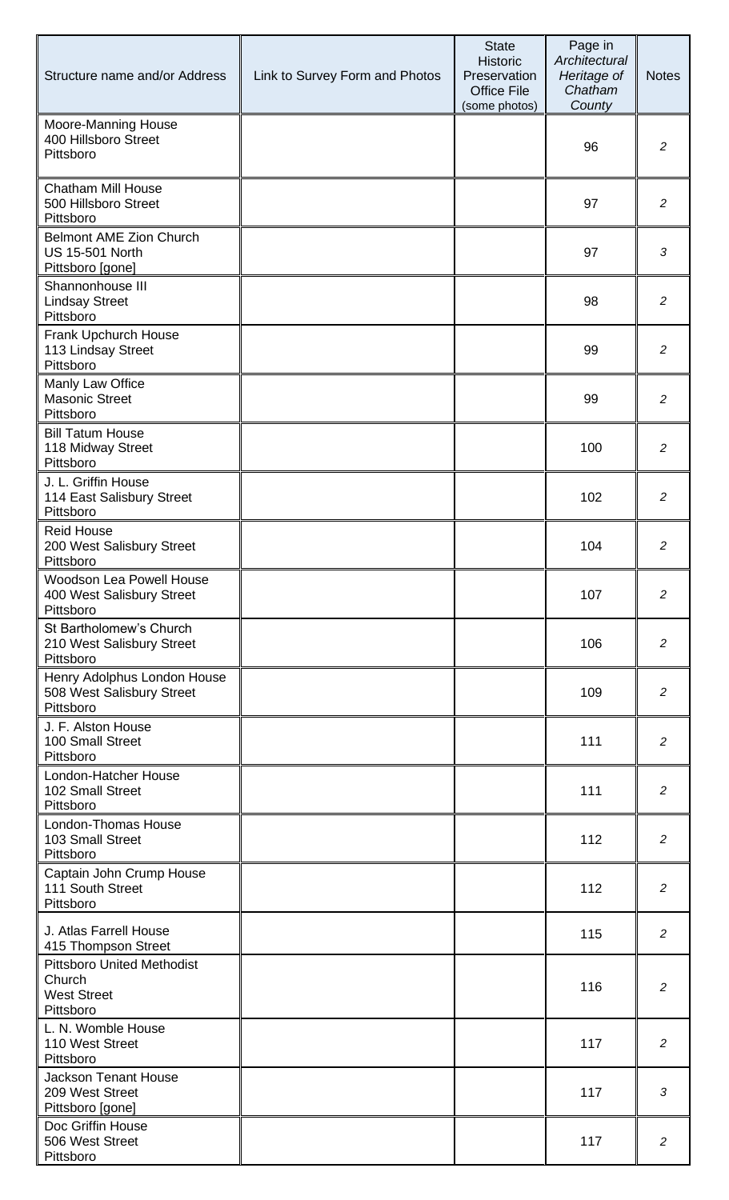| Structure name and/or Address | Link to Survey Form and Photos | State Historic Preservation Office File (some photos) | Page in *Architectural Heritage of Chatham County* | Notes |
|---|---|---|---|---|
| Moore-Manning House<br>400 Hillsboro Street<br>Pittsboro | | | 96 | *2* |
| Chatham Mill House<br>500 Hillsboro Street<br>Pittsboro | | | 97 | *2* |
| Belmont AME Zion Church<br>US 15-501 North<br>Pittsboro [gone] | | | 97 | *3* |
| Shannonhouse III<br>Lindsay Street<br>Pittsboro | | | 98 | *2* |
| Frank Upchurch House<br>113 Lindsay Street<br>Pittsboro | | | 99 | *2* |
| Manly Law Office<br>Masonic Street<br>Pittsboro | | | 99 | *2* |
| Bill Tatum House<br>118 Midway Street<br>Pittsboro | | | 100 | *2* |
| J. L. Griffin House<br>114 East Salisbury Street<br>Pittsboro | | | 102 | *2* |
| Reid House<br>200 West Salisbury Street<br>Pittsboro | | | 104 | *2* |
| Woodson Lea Powell House<br>400 West Salisbury Street<br>Pittsboro | | | 107 | *2* |
| St Bartholomew's Church<br>210 West Salisbury Street<br>Pittsboro | | | 106 | *2* |
| Henry Adolphus London House<br>508 West Salisbury Street<br>Pittsboro | | | 109 | *2* |
| J. F. Alston House<br>100 Small Street<br>Pittsboro | | | 111 | *2* |
| London-Hatcher House<br>102 Small Street<br>Pittsboro | | | 111 | *2* |
| London-Thomas House<br>103 Small Street<br>Pittsboro | | | 112 | *2* |
| Captain John Crump House<br>111 South Street<br>Pittsboro | | | 112 | *2* |
| J. Atlas Farrell House<br>415 Thompson Street | | | 115 | *2* |
| Pittsboro United Methodist Church<br>West Street<br>Pittsboro | | | 116 | *2* |
| L. N. Womble House<br>110 West Street<br>Pittsboro | | | 117 | *2* |
| Jackson Tenant House<br>209 West Street<br>Pittsboro [gone] | | | 117 | *3* |
| Doc Griffin House<br>506 West Street<br>Pittsboro | | | 117 | *2* |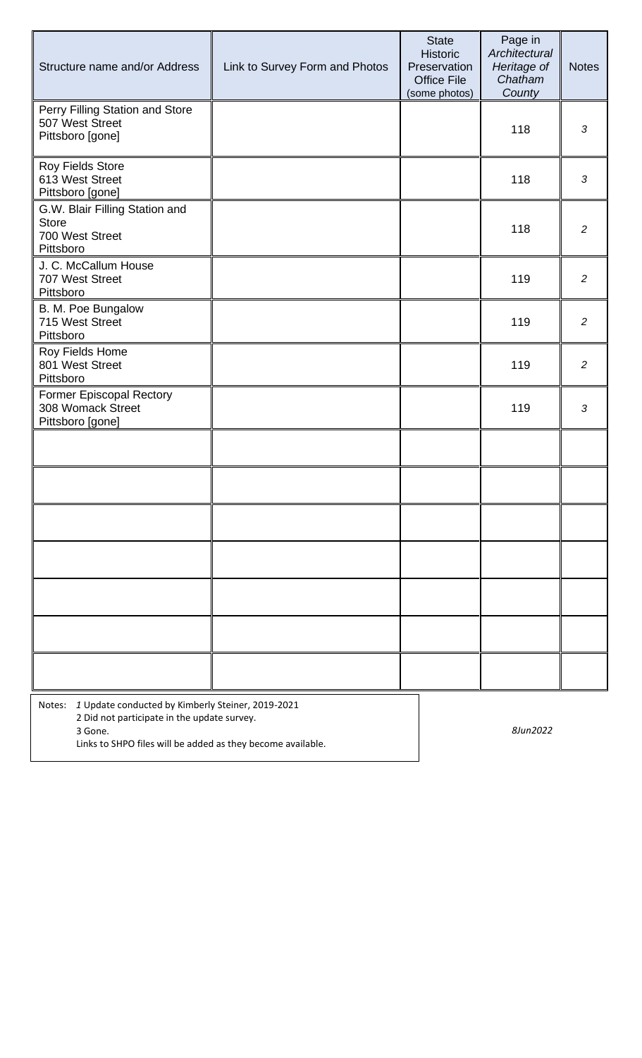| Structure name and/or Address | Link to Survey Form and Photos | State Historic Preservation Office File (some photos) | Page in *Architectural Heritage of Chatham County* | Notes |
|---|---|---|---|---|
| Perry Filling Station and Store 507 West Street Pittsboro [gone] | | | 118 | *3* |
| Roy Fields Store 613 West Street Pittsboro [gone] | | | 118 | *3* |
| G.W. Blair Filling Station and Store 700 West Street Pittsboro | | | 118 | *2* |
| J. C. McCallum House 707 West Street Pittsboro | | | 119 | *2* |
| B. M. Poe Bungalow 715 West Street Pittsboro | | | 119 | *2* |
| Roy Fields Home 801 West Street Pittsboro | | | 119 | *2* |
| Former Episcopal Rectory 308 Womack Street Pittsboro [gone] | | | 119 | *3* |
| | | | | |
| | | | | |
| | | | | |
| | | | | |
| | | | | |
| | | | | |
| | | | | |

Notes: *1* Update conducted by Kimberly Steiner, 2019-2021
2 Did not participate in the update survey.
3 Gone.
Links to SHPO files will be added as they become available.

*8Jun2022*